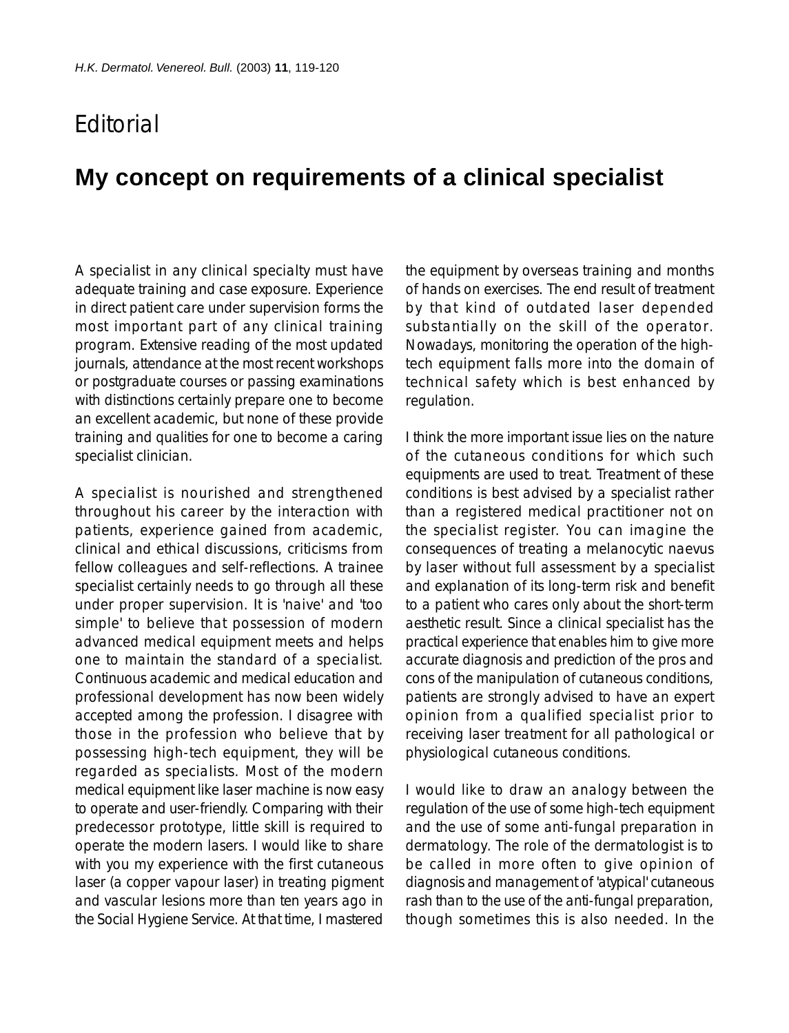Editorial

# My concept on requirements of a clinical specialist

A specialist in any clinical specialty must have adequate training and case exposure. Experience in direct patient care under supervision forms the most important part of any clinical training program. Extensive reading of the most updated journals, attendance at the most recent workshops or postgraduate courses or passing examinations with distinctions certainly prepare one to become an excellent academic, but none of these provide training and qualities for one to become a caring specialist clinician.

A specialist is nourished and strengthened throughout his career by the interaction with patients, experience gained from academic, clinical and ethical discussions, criticisms from fellow colleagues and self-reflections. A trainee specialist certainly needs to go through all these under proper supervision. It is 'naive' and 'too simple' to believe that possession of modern advanced medical equipment meets and helps one to maintain the standard of a specialist. Continuous academic and medical education and professional development has now been widely accepted among the profession. I disagree with those in the profession who believe that by possessing high-tech equipment, they will be regarded as specialists. Most of the modern medical equipment like laser machine is now easy to operate and user-friendly. Comparing with their predecessor prototype, little skill is required to operate the modern lasers. I would like to share with you my experience with the first cutaneous laser (a copper vapour laser) in treating pigment and vascular lesions more than ten years ago in the Social Hygiene Service. At that time, I mastered the equipment by overseas training and months of hands on exercises. The end result of treatment by that kind of outdated laser depended substantially on the skill of the operator. Nowadays, monitoring the operation of the high-tech equipment falls more into the domain of technical safety which is best enhanced by regulation.

I think the more important issue lies on the nature of the cutaneous conditions for which such equipments are used to treat. Treatment of these conditions is best advised by a specialist rather than a registered medical practitioner not on the specialist register. You can imagine the consequences of treating a melanocytic naevus by laser without full assessment by a specialist and explanation of its long-term risk and benefit to a patient who cares only about the short-term aesthetic result. Since a clinical specialist has the practical experience that enables him to give more accurate diagnosis and prediction of the pros and cons of the manipulation of cutaneous conditions, patients are strongly advised to have an expert opinion from a qualified specialist prior to receiving laser treatment for all pathological or physiological cutaneous conditions.

I would like to draw an analogy between the regulation of the use of some high-tech equipment and the use of some anti-fungal preparation in dermatology. The role of the dermatologist is to be called in more often to give opinion of diagnosis and management of 'atypical' cutaneous rash than to the use of the anti-fungal preparation, though sometimes this is also needed. In the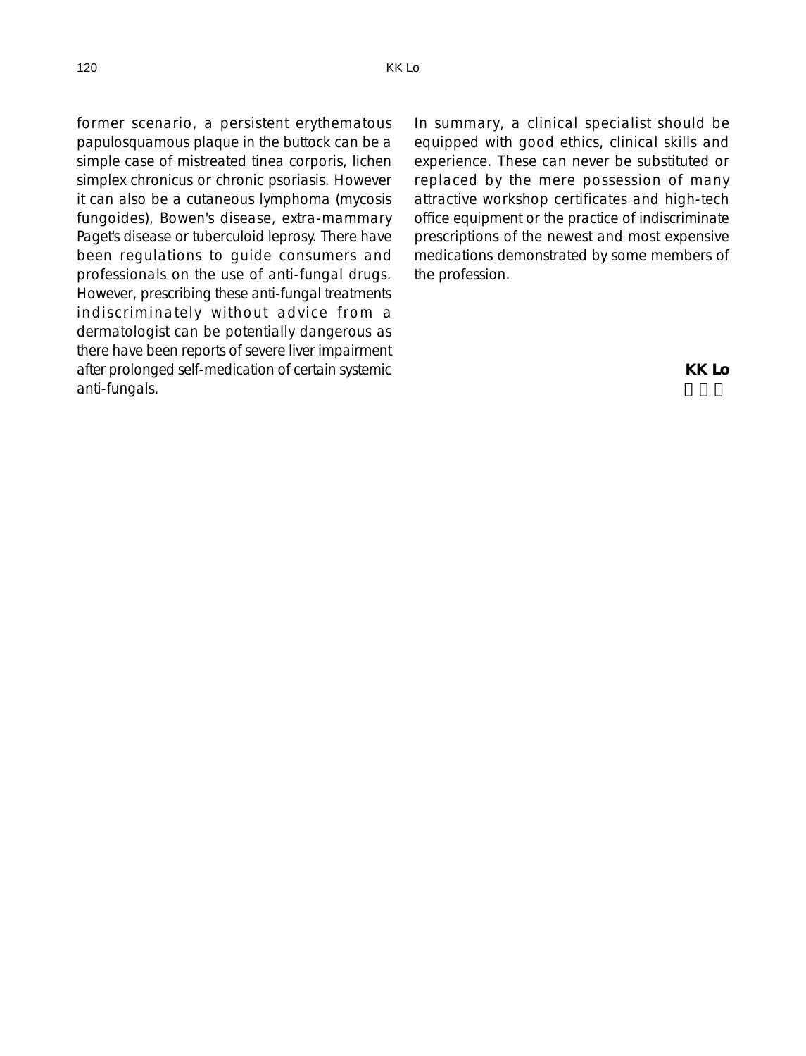former scenario, a persistent erythematous papulosquamous plaque in the buttock can be a simple case of mistreated tinea corporis, lichen simplex chronicus or chronic psoriasis. However it can also be a cutaneous lymphoma (mycosis fungoides), Bowen's disease, extra-mammary Paget's disease or tuberculoid leprosy. There have been regulations to guide consumers and professionals on the use of anti-fungal drugs. However, prescribing these anti-fungal treatments indiscriminately without advice from a dermatologist can be potentially dangerous as there have been reports of severe liver impairment after prolonged self-medication of certain systemic anti-fungals.

In summary, a clinical specialist should be equipped with good ethics, clinical skills and experience. These can never be substituted or replaced by the mere possession of many attractive workshop certificates and high-tech office equipment or the practice of indiscriminate prescriptions of the newest and most expensive medications demonstrated by some members of the profession.

**KK Lo**